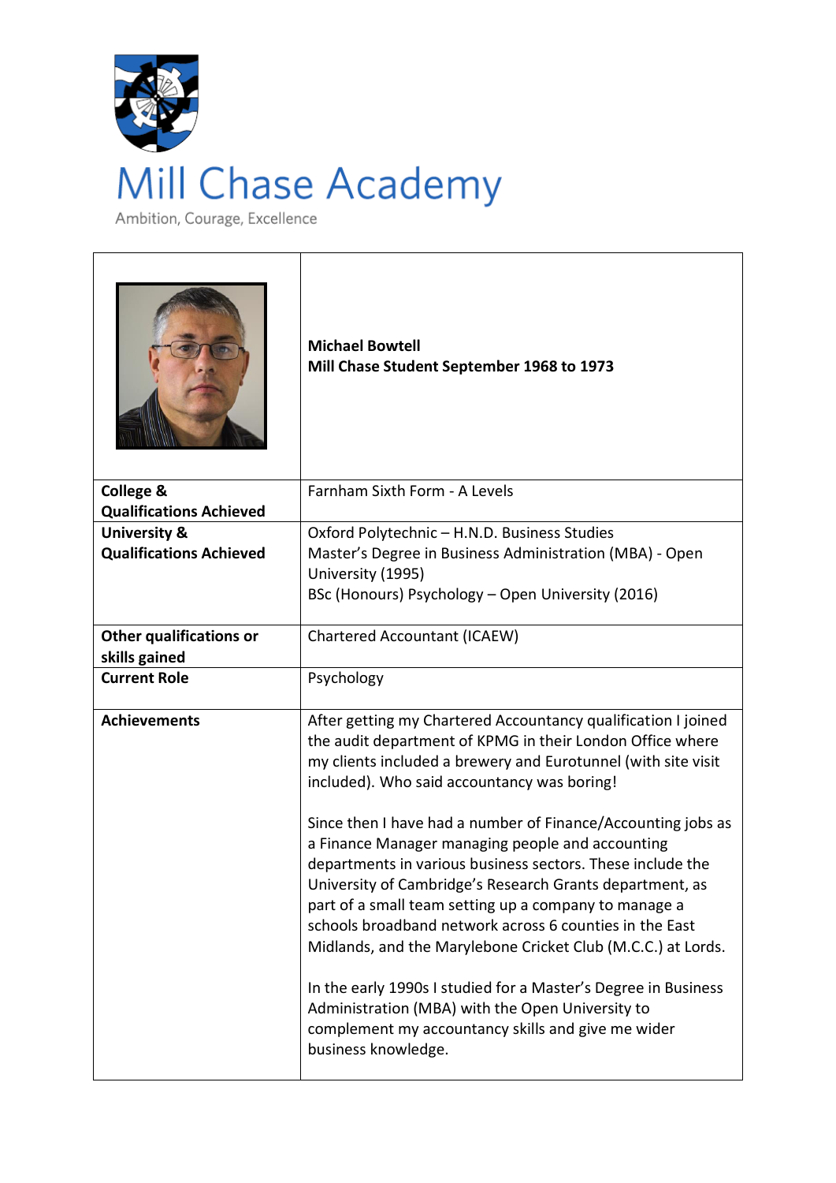# Mill Chase Academy

Ambition, Courage, Excellence

| | **Michael Bowtell**<br>**Mill Chase Student September 1968 to 1973** |
|---|---|
| **College & Qualifications Achieved** | Farnham Sixth Form - A Levels |
| **University & Qualifications Achieved** | Oxford Polytechnic – H.N.D. Business Studies<br>Master's Degree in Business Administration (MBA) - Open University (1995)<br>BSc (Honours) Psychology – Open University (2016) |
| **Other qualifications or skills gained** | Chartered Accountant (ICAEW) |
| **Current Role** | Psychology |
| **Achievements** | After getting my Chartered Accountancy qualification I joined the audit department of KPMG in their London Office where my clients included a brewery and Eurotunnel (with site visit included). Who said accountancy was boring!<br><br>Since then I have had a number of Finance/Accounting jobs as a Finance Manager managing people and accounting departments in various business sectors. These include the University of Cambridge's Research Grants department, as part of a small team setting up a company to manage a schools broadband network across 6 counties in the East Midlands, and the Marylebone Cricket Club (M.C.C.) at Lords.<br><br>In the early 1990s I studied for a Master's Degree in Business Administration (MBA) with the Open University to complement my accountancy skills and give me wider business knowledge. |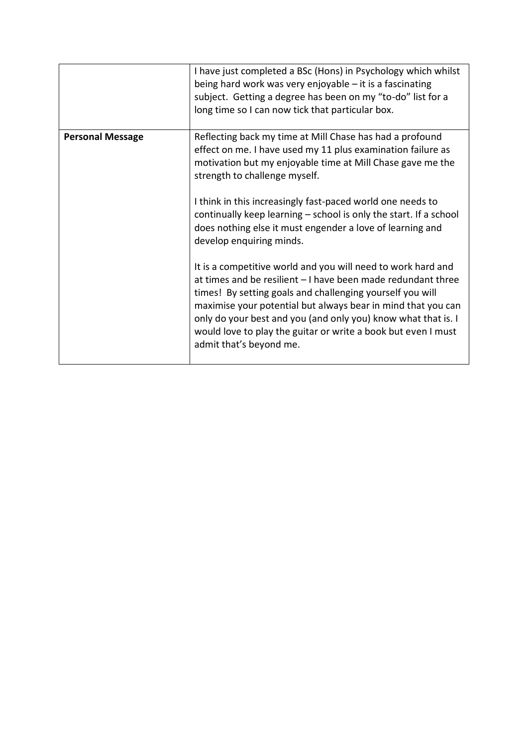| | |
|---|---|
| | I have just completed a BSc (Hons) in Psychology which whilst being hard work was very enjoyable – it is a fascinating subject. Getting a degree has been on my "to-do" list for a long time so I can now tick that particular box. |
| **Personal Message** | Reflecting back my time at Mill Chase has had a profound effect on me. I have used my 11 plus examination failure as motivation but my enjoyable time at Mill Chase gave me the strength to challenge myself.<br><br>I think in this increasingly fast-paced world one needs to continually keep learning – school is only the start. If a school does nothing else it must engender a love of learning and develop enquiring minds.<br><br>It is a competitive world and you will need to work hard and at times and be resilient – I have been made redundant three times! By setting goals and challenging yourself you will maximise your potential but always bear in mind that you can only do your best and you (and only you) know what that is. I would love to play the guitar or write a book but even I must admit that's beyond me. |